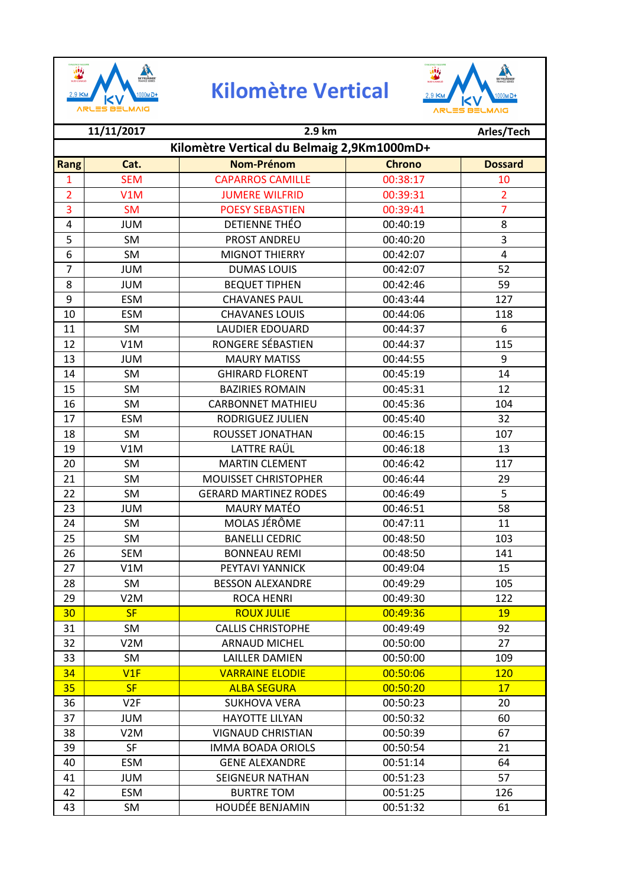# Kilomètre Vertical

| 11/11/2017 | | 2.9 km | | Arles/Tech |
|---|---|---|---|---|
| **Kilomètre Vertical du Belmaig 2,9Km1000mD+** | | | | |
| **Rang** | **Cat.** | **Nom-Prénom** | **Chrono** | **Dossard** |
| 1 | SEM | CAPARROS CAMILLE | 00:38:17 | 10 |
| 2 | V1M | JUMERE WILFRID | 00:39:31 | 2 |
| 3 | SM | POESY SEBASTIEN | 00:39:41 | 7 |
| 4 | JUM | DETIENNE THÉO | 00:40:19 | 8 |
| 5 | SM | PROST ANDREU | 00:40:20 | 3 |
| 6 | SM | MIGNOT THIERRY | 00:42:07 | 4 |
| 7 | JUM | DUMAS LOUIS | 00:42:07 | 52 |
| 8 | JUM | BEQUET TIPHEN | 00:42:46 | 59 |
| 9 | ESM | CHAVANES PAUL | 00:43:44 | 127 |
| 10 | ESM | CHAVANES LOUIS | 00:44:06 | 118 |
| 11 | SM | LAUDIER EDOUARD | 00:44:37 | 6 |
| 12 | V1M | RONGERE SÉBASTIEN | 00:44:37 | 115 |
| 13 | JUM | MAURY MATISS | 00:44:55 | 9 |
| 14 | SM | GHIRARD FLORENT | 00:45:19 | 14 |
| 15 | SM | BAZIRIES ROMAIN | 00:45:31 | 12 |
| 16 | SM | CARBONNET MATHIEU | 00:45:36 | 104 |
| 17 | ESM | RODRIGUEZ JULIEN | 00:45:40 | 32 |
| 18 | SM | ROUSSET JONATHAN | 00:46:15 | 107 |
| 19 | V1M | LATTRE RAÜL | 00:46:18 | 13 |
| 20 | SM | MARTIN CLEMENT | 00:46:42 | 117 |
| 21 | SM | MOUISSET CHRISTOPHER | 00:46:44 | 29 |
| 22 | SM | GERARD MARTINEZ RODES | 00:46:49 | 5 |
| 23 | JUM | MAURY MATÉO | 00:46:51 | 58 |
| 24 | SM | MOLAS JÉRÔME | 00:47:11 | 11 |
| 25 | SM | BANELLI CEDRIC | 00:48:50 | 103 |
| 26 | SEM | BONNEAU REMI | 00:48:50 | 141 |
| 27 | V1M | PEYTAVI YANNICK | 00:49:04 | 15 |
| 28 | SM | BESSON ALEXANDRE | 00:49:29 | 105 |
| 29 | V2M | ROCA HENRI | 00:49:30 | 122 |
| 30 | SF | ROUX JULIE | 00:49:36 | 19 |
| 31 | SM | CALLIS CHRISTOPHE | 00:49:49 | 92 |
| 32 | V2M | ARNAUD MICHEL | 00:50:00 | 27 |
| 33 | SM | LAILLER DAMIEN | 00:50:00 | 109 |
| 34 | V1F | VARRAINE ELODIE | 00:50:06 | 120 |
| 35 | SF | ALBA SEGURA | 00:50:20 | 17 |
| 36 | V2F | SUKHOVA VERA | 00:50:23 | 20 |
| 37 | JUM | HAYOTTE LILYAN | 00:50:32 | 60 |
| 38 | V2M | VIGNAUD CHRISTIAN | 00:50:39 | 67 |
| 39 | SF | IMMA BOADA ORIOLS | 00:50:54 | 21 |
| 40 | ESM | GENE ALEXANDRE | 00:51:14 | 64 |
| 41 | JUM | SEIGNEUR NATHAN | 00:51:23 | 57 |
| 42 | ESM | BURTRE TOM | 00:51:25 | 126 |
| 43 | SM | HOUDÉE BENJAMIN | 00:51:32 | 61 |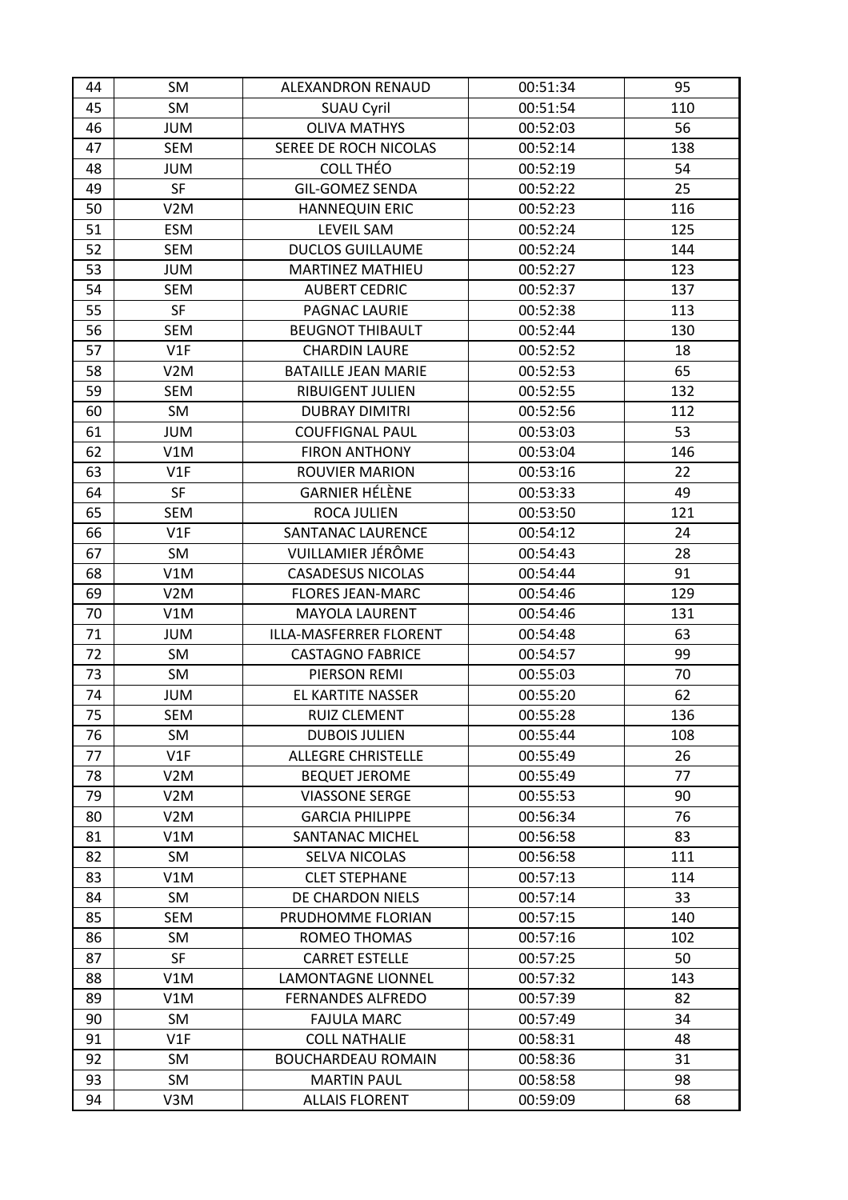| 44 | SM | ALEXANDRON RENAUD | 00:51:34 | 95 |
|---|---|---|---|---|
| 45 | SM | SUAU Cyril | 00:51:54 | 110 |
| 46 | JUM | OLIVA MATHYS | 00:52:03 | 56 |
| 47 | SEM | SEREE DE ROCH NICOLAS | 00:52:14 | 138 |
| 48 | JUM | COLL THÉO | 00:52:19 | 54 |
| 49 | SF | GIL-GOMEZ SENDA | 00:52:22 | 25 |
| 50 | V2M | HANNEQUIN ERIC | 00:52:23 | 116 |
| 51 | ESM | LEVEIL SAM | 00:52:24 | 125 |
| 52 | SEM | DUCLOS GUILLAUME | 00:52:24 | 144 |
| 53 | JUM | MARTINEZ MATHIEU | 00:52:27 | 123 |
| 54 | SEM | AUBERT CEDRIC | 00:52:37 | 137 |
| 55 | SF | PAGNAC LAURIE | 00:52:38 | 113 |
| 56 | SEM | BEUGNOT THIBAULT | 00:52:44 | 130 |
| 57 | V1F | CHARDIN LAURE | 00:52:52 | 18 |
| 58 | V2M | BATAILLE JEAN MARIE | 00:52:53 | 65 |
| 59 | SEM | RIBUIGENT JULIEN | 00:52:55 | 132 |
| 60 | SM | DUBRAY DIMITRI | 00:52:56 | 112 |
| 61 | JUM | COUFFIGNAL PAUL | 00:53:03 | 53 |
| 62 | V1M | FIRON ANTHONY | 00:53:04 | 146 |
| 63 | V1F | ROUVIER MARION | 00:53:16 | 22 |
| 64 | SF | GARNIER HÉLÈNE | 00:53:33 | 49 |
| 65 | SEM | ROCA JULIEN | 00:53:50 | 121 |
| 66 | V1F | SANTANAC LAURENCE | 00:54:12 | 24 |
| 67 | SM | VUILLAMIER JÉRÔME | 00:54:43 | 28 |
| 68 | V1M | CASADESUS NICOLAS | 00:54:44 | 91 |
| 69 | V2M | FLORES JEAN-MARC | 00:54:46 | 129 |
| 70 | V1M | MAYOLA LAURENT | 00:54:46 | 131 |
| 71 | JUM | ILLA-MASFERRER FLORENT | 00:54:48 | 63 |
| 72 | SM | CASTAGNO FABRICE | 00:54:57 | 99 |
| 73 | SM | PIERSON REMI | 00:55:03 | 70 |
| 74 | JUM | EL KARTITE NASSER | 00:55:20 | 62 |
| 75 | SEM | RUIZ CLEMENT | 00:55:28 | 136 |
| 76 | SM | DUBOIS JULIEN | 00:55:44 | 108 |
| 77 | V1F | ALLEGRE CHRISTELLE | 00:55:49 | 26 |
| 78 | V2M | BEQUET JEROME | 00:55:49 | 77 |
| 79 | V2M | VIASSONE SERGE | 00:55:53 | 90 |
| 80 | V2M | GARCIA PHILIPPE | 00:56:34 | 76 |
| 81 | V1M | SANTANAC MICHEL | 00:56:58 | 83 |
| 82 | SM | SELVA NICOLAS | 00:56:58 | 111 |
| 83 | V1M | CLET STEPHANE | 00:57:13 | 114 |
| 84 | SM | DE CHARDON NIELS | 00:57:14 | 33 |
| 85 | SEM | PRUDHOMME FLORIAN | 00:57:15 | 140 |
| 86 | SM | ROMEO THOMAS | 00:57:16 | 102 |
| 87 | SF | CARRET ESTELLE | 00:57:25 | 50 |
| 88 | V1M | LAMONTAGNE LIONNEL | 00:57:32 | 143 |
| 89 | V1M | FERNANDES ALFREDO | 00:57:39 | 82 |
| 90 | SM | FAJULA MARC | 00:57:49 | 34 |
| 91 | V1F | COLL NATHALIE | 00:58:31 | 48 |
| 92 | SM | BOUCHARDEAU ROMAIN | 00:58:36 | 31 |
| 93 | SM | MARTIN PAUL | 00:58:58 | 98 |
| 94 | V3M | ALLAIS FLORENT | 00:59:09 | 68 |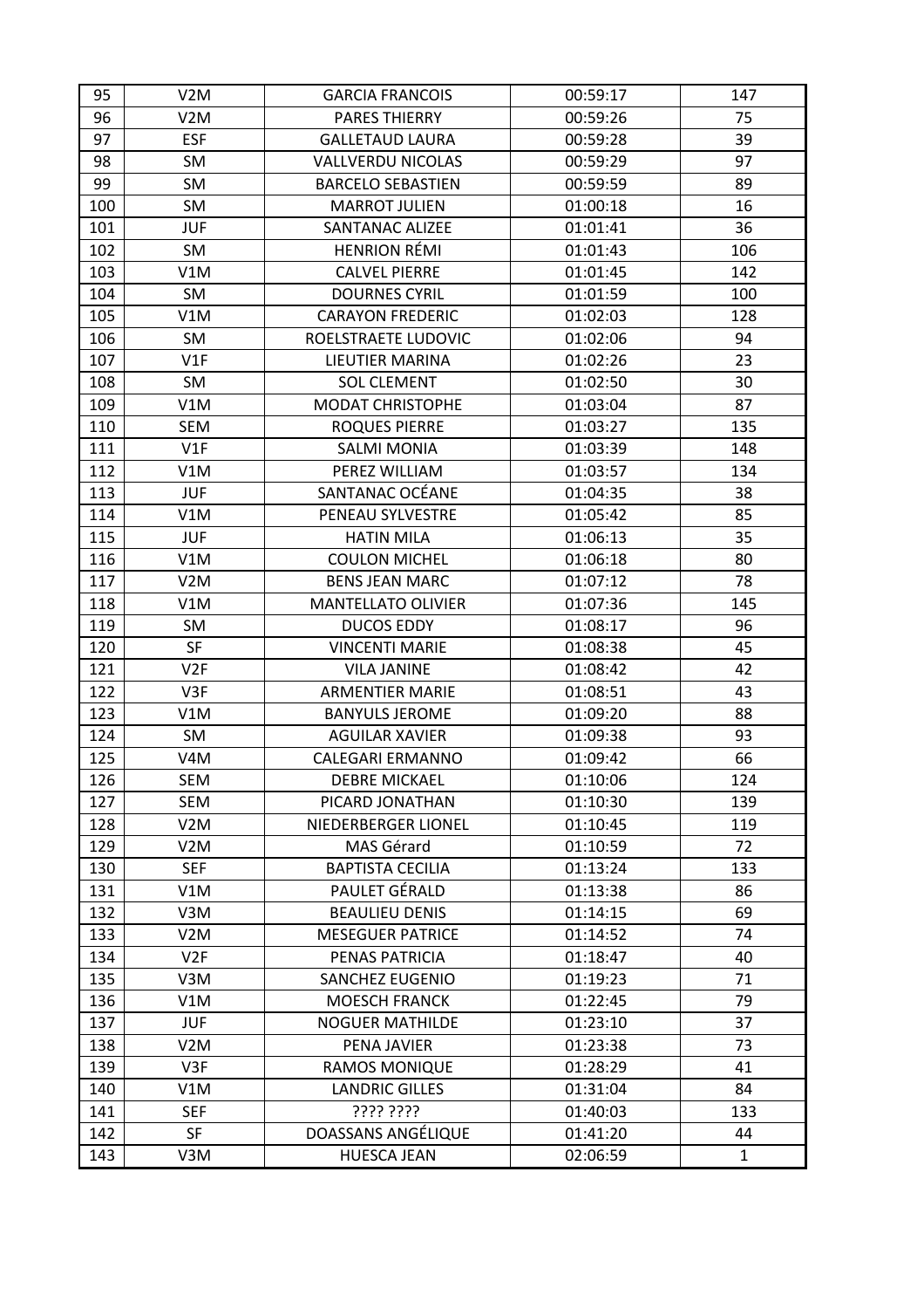| | | | | |
|---|---|---|---|---|
| 95 | V2M | GARCIA FRANCOIS | 00:59:17 | 147 |
| 96 | V2M | PARES THIERRY | 00:59:26 | 75 |
| 97 | ESF | GALLETAUD LAURA | 00:59:28 | 39 |
| 98 | SM | VALLVERDU NICOLAS | 00:59:29 | 97 |
| 99 | SM | BARCELO SEBASTIEN | 00:59:59 | 89 |
| 100 | SM | MARROT JULIEN | 01:00:18 | 16 |
| 101 | JUF | SANTANAC ALIZEE | 01:01:41 | 36 |
| 102 | SM | HENRION RÉMI | 01:01:43 | 106 |
| 103 | V1M | CALVEL PIERRE | 01:01:45 | 142 |
| 104 | SM | DOURNES CYRIL | 01:01:59 | 100 |
| 105 | V1M | CARAYON FREDERIC | 01:02:03 | 128 |
| 106 | SM | ROELSTRAETE LUDOVIC | 01:02:06 | 94 |
| 107 | V1F | LIEUTIER MARINA | 01:02:26 | 23 |
| 108 | SM | SOL CLEMENT | 01:02:50 | 30 |
| 109 | V1M | MODAT CHRISTOPHE | 01:03:04 | 87 |
| 110 | SEM | ROQUES PIERRE | 01:03:27 | 135 |
| 111 | V1F | SALMI MONIA | 01:03:39 | 148 |
| 112 | V1M | PEREZ WILLIAM | 01:03:57 | 134 |
| 113 | JUF | SANTANAC OCÉANE | 01:04:35 | 38 |
| 114 | V1M | PENEAU SYLVESTRE | 01:05:42 | 85 |
| 115 | JUF | HATIN MILA | 01:06:13 | 35 |
| 116 | V1M | COULON MICHEL | 01:06:18 | 80 |
| 117 | V2M | BENS JEAN MARC | 01:07:12 | 78 |
| 118 | V1M | MANTELLATO OLIVIER | 01:07:36 | 145 |
| 119 | SM | DUCOS EDDY | 01:08:17 | 96 |
| 120 | SF | VINCENTI MARIE | 01:08:38 | 45 |
| 121 | V2F | VILA JANINE | 01:08:42 | 42 |
| 122 | V3F | ARMENTIER MARIE | 01:08:51 | 43 |
| 123 | V1M | BANYULS JEROME | 01:09:20 | 88 |
| 124 | SM | AGUILAR XAVIER | 01:09:38 | 93 |
| 125 | V4M | CALEGARI ERMANNO | 01:09:42 | 66 |
| 126 | SEM | DEBRE MICKAEL | 01:10:06 | 124 |
| 127 | SEM | PICARD JONATHAN | 01:10:30 | 139 |
| 128 | V2M | NIEDERBERGER LIONEL | 01:10:45 | 119 |
| 129 | V2M | MAS Gérard | 01:10:59 | 72 |
| 130 | SEF | BAPTISTA CECILIA | 01:13:24 | 133 |
| 131 | V1M | PAULET GÉRALD | 01:13:38 | 86 |
| 132 | V3M | BEAULIEU DENIS | 01:14:15 | 69 |
| 133 | V2M | MESEGUER PATRICE | 01:14:52 | 74 |
| 134 | V2F | PENAS PATRICIA | 01:18:47 | 40 |
| 135 | V3M | SANCHEZ EUGENIO | 01:19:23 | 71 |
| 136 | V1M | MOESCH FRANCK | 01:22:45 | 79 |
| 137 | JUF | NOGUER MATHILDE | 01:23:10 | 37 |
| 138 | V2M | PENA JAVIER | 01:23:38 | 73 |
| 139 | V3F | RAMOS MONIQUE | 01:28:29 | 41 |
| 140 | V1M | LANDRIC GILLES | 01:31:04 | 84 |
| 141 | SEF | ???? ???? | 01:40:03 | 133 |
| 142 | SF | DOASSANS ANGÉLIQUE | 01:41:20 | 44 |
| 143 | V3M | HUESCA JEAN | 02:06:59 | 1 |